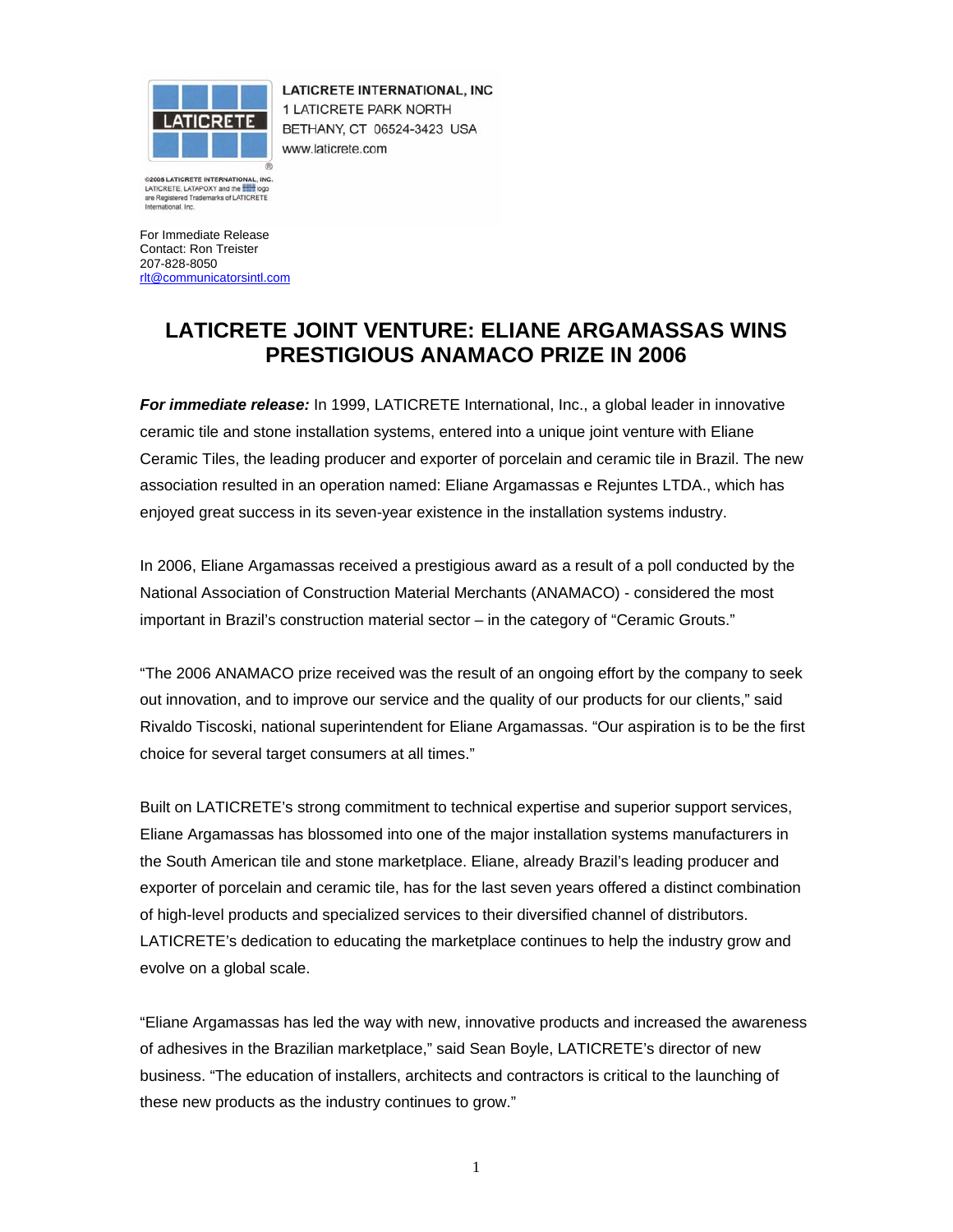LATICRETE INTERNATIONAL, INC
1 LATICRETE PARK NORTH
BETHANY, CT 06524-3423 USA
www.laticrete.com

©2005 LATICRETE INTERNATIONAL, INC.
LATICRETE, LATAPOXY and the logo are Registered Trademarks of LATICRETE International, Inc.

For Immediate Release
Contact: Ron Treister
207-828-8050
rlt@communicatorsintl.com

# LATICRETE JOINT VENTURE: ELIANE ARGAMASSAS WINS PRESTIGIOUS ANAMACO PRIZE IN 2006

***For immediate release:*** In 1999, LATICRETE International, Inc., a global leader in innovative ceramic tile and stone installation systems, entered into a unique joint venture with Eliane Ceramic Tiles, the leading producer and exporter of porcelain and ceramic tile in Brazil. The new association resulted in an operation named: Eliane Argamassas e Rejuntes LTDA., which has enjoyed great success in its seven-year existence in the installation systems industry.

In 2006, Eliane Argamassas received a prestigious award as a result of a poll conducted by the National Association of Construction Material Merchants (ANAMACO) - considered the most important in Brazil's construction material sector – in the category of "Ceramic Grouts."

"The 2006 ANAMACO prize received was the result of an ongoing effort by the company to seek out innovation, and to improve our service and the quality of our products for our clients," said Rivaldo Tiscoski, national superintendent for Eliane Argamassas. "Our aspiration is to be the first choice for several target consumers at all times."

Built on LATICRETE's strong commitment to technical expertise and superior support services, Eliane Argamassas has blossomed into one of the major installation systems manufacturers in the South American tile and stone marketplace. Eliane, already Brazil's leading producer and exporter of porcelain and ceramic tile, has for the last seven years offered a distinct combination of high-level products and specialized services to their diversified channel of distributors. LATICRETE's dedication to educating the marketplace continues to help the industry grow and evolve on a global scale.

"Eliane Argamassas has led the way with new, innovative products and increased the awareness of adhesives in the Brazilian marketplace," said Sean Boyle, LATICRETE's director of new business. "The education of installers, architects and contractors is critical to the launching of these new products as the industry continues to grow."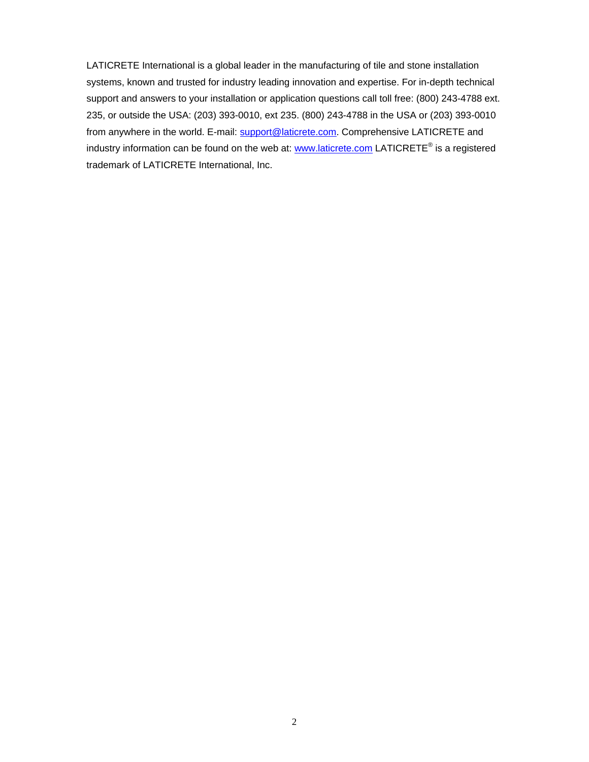LATICRETE International is a global leader in the manufacturing of tile and stone installation systems, known and trusted for industry leading innovation and expertise. For in-depth technical support and answers to your installation or application questions call toll free: (800) 243-4788 ext. 235, or outside the USA: (203) 393-0010, ext 235. (800) 243-4788 in the USA or (203) 393-0010 from anywhere in the world. E-mail: support@laticrete.com. Comprehensive LATICRETE and industry information can be found on the web at: www.laticrete.com LATICRETE® is a registered trademark of LATICRETE International, Inc.